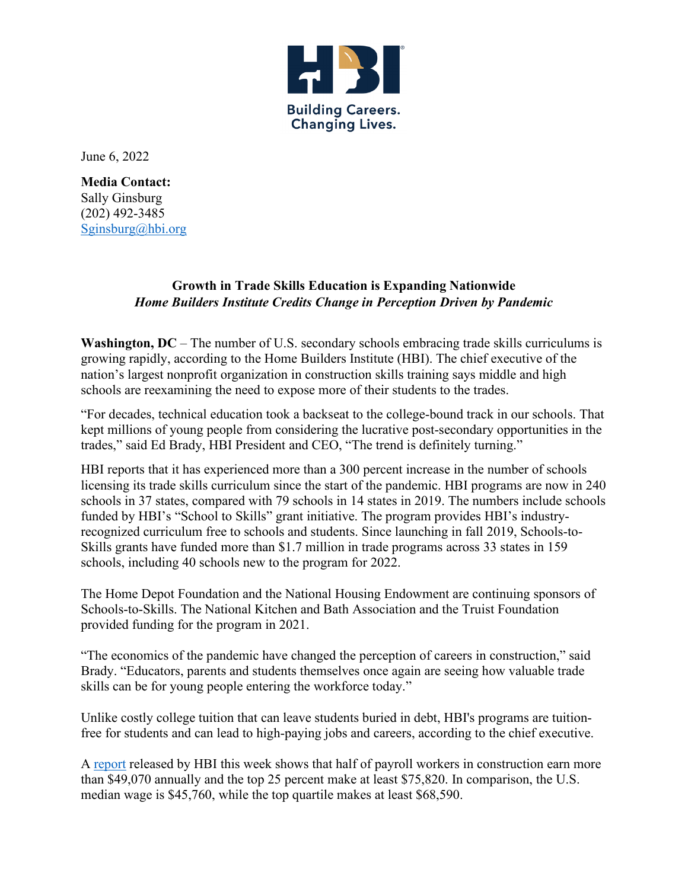Building Careers.
Changing Lives.

June 6, 2022

**Media Contact:**
Sally Ginsburg
(202) 492-3485
[Sginsburg@hbi.org](mailto:Sginsburg@hbi.org)

**Growth in Trade Skills Education is Expanding Nationwide**
***Home Builders Institute Credits Change in Perception Driven by Pandemic***

**Washington, DC** – The number of U.S. secondary schools embracing trade skills curriculums is growing rapidly, according to the Home Builders Institute (HBI). The chief executive of the nation's largest nonprofit organization in construction skills training says middle and high schools are reexamining the need to expose more of their students to the trades.

"For decades, technical education took a backseat to the college-bound track in our schools. That kept millions of young people from considering the lucrative post-secondary opportunities in the trades," said Ed Brady, HBI President and CEO, "The trend is definitely turning."

HBI reports that it has experienced more than a 300 percent increase in the number of schools licensing its trade skills curriculum since the start of the pandemic. HBI programs are now in 240 schools in 37 states, compared with 79 schools in 14 states in 2019. The numbers include schools funded by HBI's "School to Skills" grant initiative. The program provides HBI's industry-recognized curriculum free to schools and students. Since launching in fall 2019, Schools-to-Skills grants have funded more than $1.7 million in trade programs across 33 states in 159 schools, including 40 schools new to the program for 2022.

The Home Depot Foundation and the National Housing Endowment are continuing sponsors of Schools-to-Skills. The National Kitchen and Bath Association and the Truist Foundation provided funding for the program in 2021.

"The economics of the pandemic have changed the perception of careers in construction," said Brady. "Educators, parents and students themselves once again are seeing how valuable trade skills can be for young people entering the workforce today."

Unlike costly college tuition that can leave students buried in debt, HBI's programs are tuition-free for students and can lead to high-paying jobs and careers, according to the chief executive.

A report released by HBI this week shows that half of payroll workers in construction earn more than $49,070 annually and the top 25 percent make at least $75,820. In comparison, the U.S. median wage is $45,760, while the top quartile makes at least $68,590.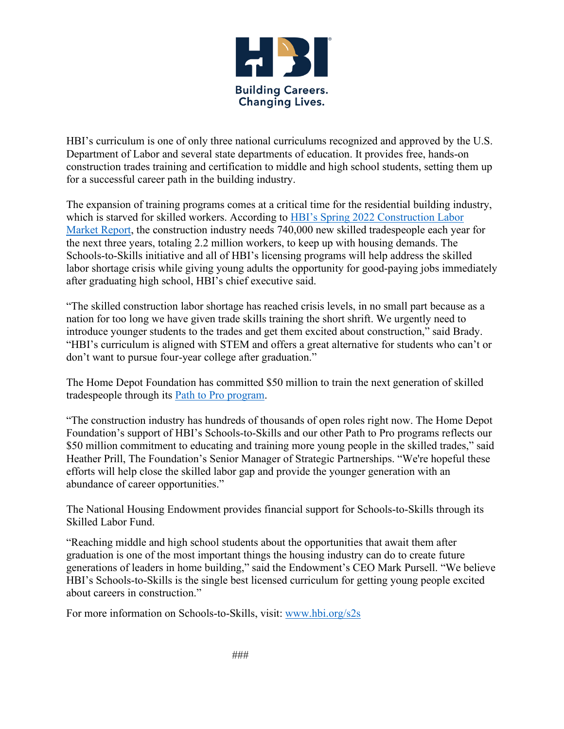HBI's curriculum is one of only three national curriculums recognized and approved by the U.S. Department of Labor and several state departments of education. It provides free, hands-on construction trades training and certification to middle and high school students, setting them up for a successful career path in the building industry.

The expansion of training programs comes at a critical time for the residential building industry, which is starved for skilled workers. According to [HBI's Spring 2022 Construction Labor Market Report](), the construction industry needs 740,000 new skilled tradespeople each year for the next three years, totaling 2.2 million workers, to keep up with housing demands. The Schools-to-Skills initiative and all of HBI's licensing programs will help address the skilled labor shortage crisis while giving young adults the opportunity for good-paying jobs immediately after graduating high school, HBI's chief executive said.

"The skilled construction labor shortage has reached crisis levels, in no small part because as a nation for too long we have given trade skills training the short shrift. We urgently need to introduce younger students to the trades and get them excited about construction," said Brady. "HBI's curriculum is aligned with STEM and offers a great alternative for students who can't or don't want to pursue four-year college after graduation."

The Home Depot Foundation has committed $50 million to train the next generation of skilled tradespeople through its [Path to Pro program]().

"The construction industry has hundreds of thousands of open roles right now. The Home Depot Foundation's support of HBI's Schools-to-Skills and our other Path to Pro programs reflects our $50 million commitment to educating and training more young people in the skilled trades," said Heather Prill, The Foundation's Senior Manager of Strategic Partnerships. "We're hopeful these efforts will help close the skilled labor gap and provide the younger generation with an abundance of career opportunities."

The National Housing Endowment provides financial support for Schools-to-Skills through its Skilled Labor Fund.

"Reaching middle and high school students about the opportunities that await them after graduation is one of the most important things the housing industry can do to create future generations of leaders in home building," said the Endowment's CEO Mark Pursell. "We believe HBI's Schools-to-Skills is the single best licensed curriculum for getting young people excited about careers in construction."

For more information on Schools-to-Skills, visit: [www.hbi.org/s2s](www.hbi.org/s2s)

###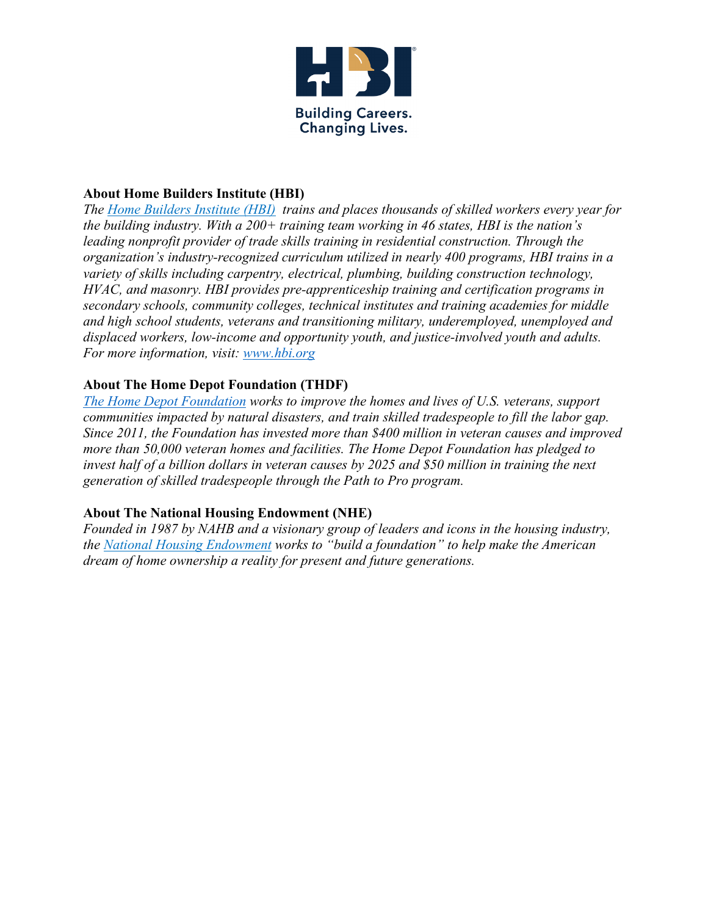Building Careers.
Changing Lives.

**About Home Builders Institute (HBI)**

*The Home Builders Institute (HBI) trains and places thousands of skilled workers every year for the building industry. With a 200+ training team working in 46 states, HBI is the nation's leading nonprofit provider of trade skills training in residential construction. Through the organization's industry-recognized curriculum utilized in nearly 400 programs, HBI trains in a variety of skills including carpentry, electrical, plumbing, building construction technology, HVAC, and masonry. HBI provides pre-apprenticeship training and certification programs in secondary schools, community colleges, technical institutes and training academies for middle and high school students, veterans and transitioning military, underemployed, unemployed and displaced workers, low-income and opportunity youth, and justice-involved youth and adults. For more information, visit: www.hbi.org*

**About The Home Depot Foundation (THDF)**

*The Home Depot Foundation works to improve the homes and lives of U.S. veterans, support communities impacted by natural disasters, and train skilled tradespeople to fill the labor gap. Since 2011, the Foundation has invested more than $400 million in veteran causes and improved more than 50,000 veteran homes and facilities. The Home Depot Foundation has pledged to invest half of a billion dollars in veteran causes by 2025 and $50 million in training the next generation of skilled tradespeople through the Path to Pro program.*

**About The National Housing Endowment (NHE)**

*Founded in 1987 by NAHB and a visionary group of leaders and icons in the housing industry, the National Housing Endowment works to "build a foundation" to help make the American dream of home ownership a reality for present and future generations.*